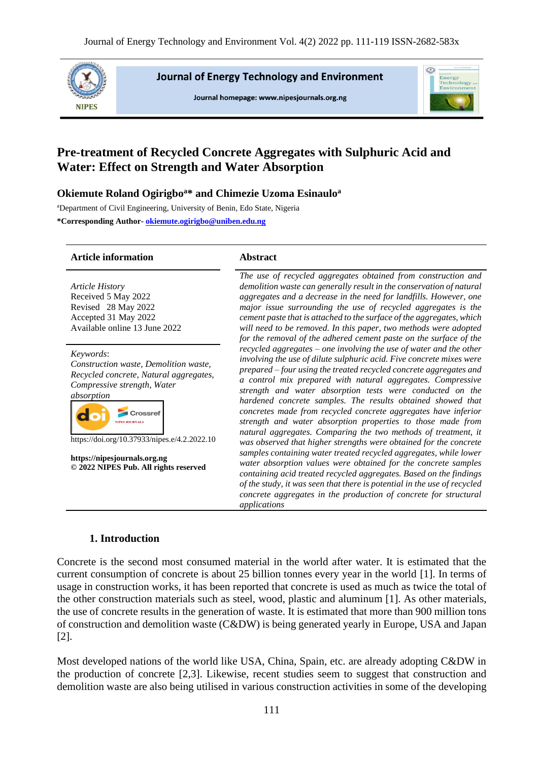# Pre-treatment of Recycled Concrete Aggregates with Sulphuric Acid and Water: Effect on Strength and Water Absorption

**Okiemute Roland Ogirigbo[a]* and Chimezie Uzoma Esinaulo[a]**

[a]Department of Civil Engineering, University of Benin, Edo State, Nigeria

***Corresponding Author-** okiemute.ogirigbo@uniben.edu.ng

## Article information

*Article History*
Received 5 May 2022
Revised 28 May 2022
Accepted 31 May 2022
Available online 13 June 2022

*Keywords*:
*Construction waste, Demolition waste, Recycled concrete, Natural aggregates, Compressive strength, Water absorption*

https://doi.org/10.37933/nipes.e/4.2.2022.10

**https://nipesjournals.org.ng**
**© 2022 NIPES Pub. All rights reserved**

## Abstract

*The use of recycled aggregates obtained from construction and demolition waste can generally result in the conservation of natural aggregates and a decrease in the need for landfills. However, one major issue surrounding the use of recycled aggregates is the cement paste that is attached to the surface of the aggregates, which will need to be removed. In this paper, two methods were adopted for the removal of the adhered cement paste on the surface of the recycled aggregates – one involving the use of water and the other involving the use of dilute sulphuric acid. Five concrete mixes were prepared – four using the treated recycled concrete aggregates and a control mix prepared with natural aggregates. Compressive strength and water absorption tests were conducted on the hardened concrete samples. The results obtained showed that concretes made from recycled concrete aggregates have inferior strength and water absorption properties to those made from natural aggregates. Comparing the two methods of treatment, it was observed that higher strengths were obtained for the concrete samples containing water treated recycled aggregates, while lower water absorption values were obtained for the concrete samples containing acid treated recycled aggregates. Based on the findings of the study, it was seen that there is potential in the use of recycled concrete aggregates in the production of concrete for structural applications*

## 1. Introduction

Concrete is the second most consumed material in the world after water. It is estimated that the current consumption of concrete is about 25 billion tonnes every year in the world [1]. In terms of usage in construction works, it has been reported that concrete is used as much as twice the total of the other construction materials such as steel, wood, plastic and aluminum [1]. As other materials, the use of concrete results in the generation of waste. It is estimated that more than 900 million tons of construction and demolition waste (C&DW) is being generated yearly in Europe, USA and Japan [2].

Most developed nations of the world like USA, China, Spain, etc. are already adopting C&DW in the production of concrete [2,3]. Likewise, recent studies seem to suggest that construction and demolition waste are also being utilised in various construction activities in some of the developing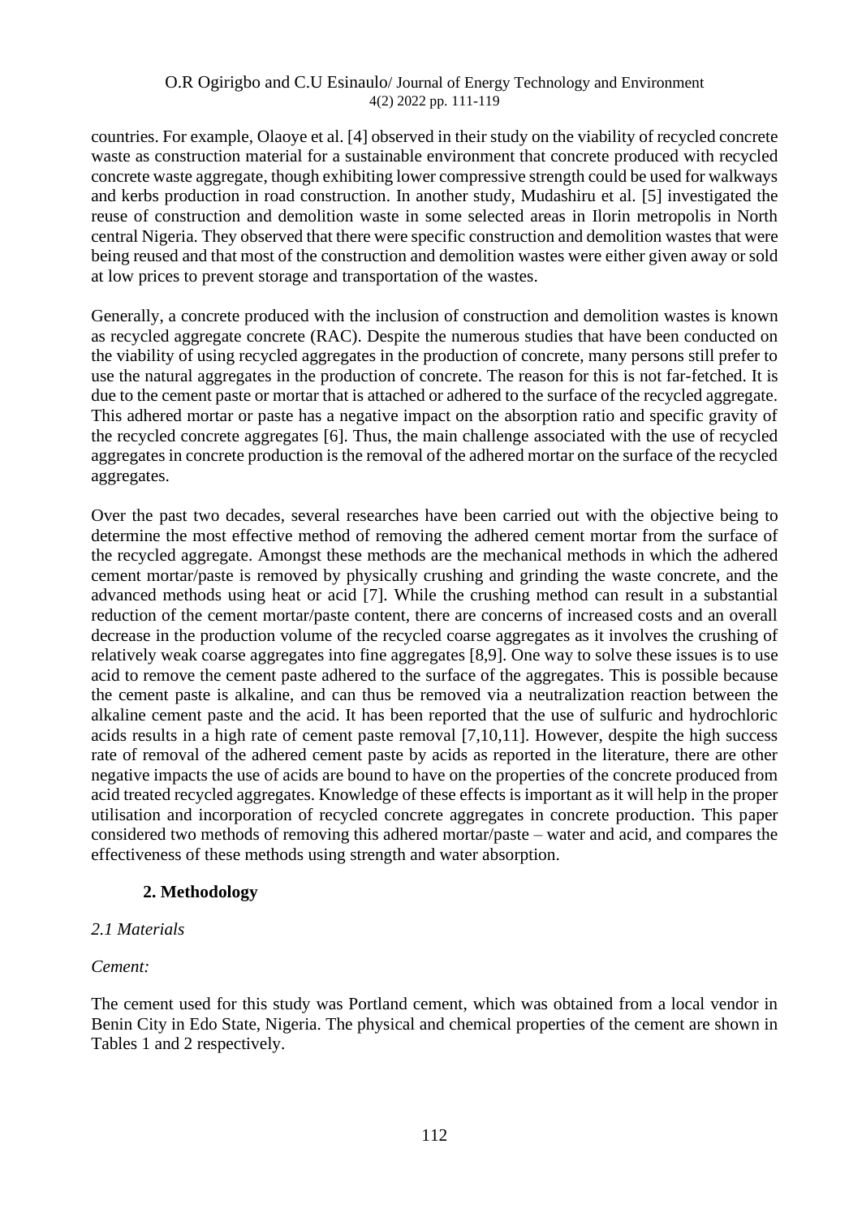countries. For example, Olaoye et al. [4] observed in their study on the viability of recycled concrete waste as construction material for a sustainable environment that concrete produced with recycled concrete waste aggregate, though exhibiting lower compressive strength could be used for walkways and kerbs production in road construction. In another study, Mudashiru et al. [5] investigated the reuse of construction and demolition waste in some selected areas in Ilorin metropolis in North central Nigeria. They observed that there were specific construction and demolition wastes that were being reused and that most of the construction and demolition wastes were either given away or sold at low prices to prevent storage and transportation of the wastes.

Generally, a concrete produced with the inclusion of construction and demolition wastes is known as recycled aggregate concrete (RAC). Despite the numerous studies that have been conducted on the viability of using recycled aggregates in the production of concrete, many persons still prefer to use the natural aggregates in the production of concrete. The reason for this is not far-fetched. It is due to the cement paste or mortar that is attached or adhered to the surface of the recycled aggregate. This adhered mortar or paste has a negative impact on the absorption ratio and specific gravity of the recycled concrete aggregates [6]. Thus, the main challenge associated with the use of recycled aggregates in concrete production is the removal of the adhered mortar on the surface of the recycled aggregates.

Over the past two decades, several researches have been carried out with the objective being to determine the most effective method of removing the adhered cement mortar from the surface of the recycled aggregate. Amongst these methods are the mechanical methods in which the adhered cement mortar/paste is removed by physically crushing and grinding the waste concrete, and the advanced methods using heat or acid [7]. While the crushing method can result in a substantial reduction of the cement mortar/paste content, there are concerns of increased costs and an overall decrease in the production volume of the recycled coarse aggregates as it involves the crushing of relatively weak coarse aggregates into fine aggregates [8,9]. One way to solve these issues is to use acid to remove the cement paste adhered to the surface of the aggregates. This is possible because the cement paste is alkaline, and can thus be removed via a neutralization reaction between the alkaline cement paste and the acid. It has been reported that the use of sulfuric and hydrochloric acids results in a high rate of cement paste removal [7,10,11]. However, despite the high success rate of removal of the adhered cement paste by acids as reported in the literature, there are other negative impacts the use of acids are bound to have on the properties of the concrete produced from acid treated recycled aggregates. Knowledge of these effects is important as it will help in the proper utilisation and incorporation of recycled concrete aggregates in concrete production. This paper considered two methods of removing this adhered mortar/paste – water and acid, and compares the effectiveness of these methods using strength and water absorption.

## 2. Methodology

### *2.1 Materials*

*Cement:*

The cement used for this study was Portland cement, which was obtained from a local vendor in Benin City in Edo State, Nigeria. The physical and chemical properties of the cement are shown in Tables 1 and 2 respectively.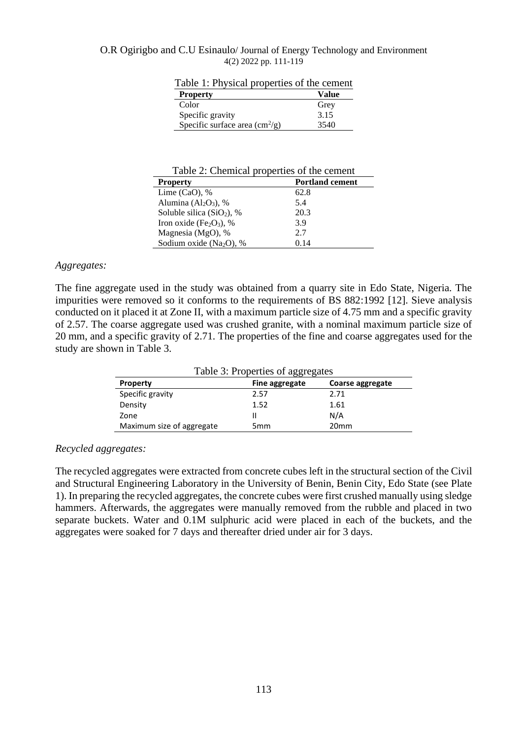Table 1: Physical properties of the cement

| Property | Value |
|---|---|
| Color | Grey |
| Specific gravity | 3.15 |
| Specific surface area ($cm^2/g$) | 3540 |

Table 2: Chemical properties of the cement

| Property | Portland cement |
|---|---|
| Lime (CaO), % | 62.8 |
| Alumina ($Al_2O_3$), % | 5.4 |
| Soluble silica ($SiO_2$), % | 20.3 |
| Iron oxide ($Fe_2O_3$), % | 3.9 |
| Magnesia (MgO), % | 2.7 |
| Sodium oxide ($Na_2O$), % | 0.14 |

*Aggregates:*

The fine aggregate used in the study was obtained from a quarry site in Edo State, Nigeria. The impurities were removed so it conforms to the requirements of BS 882:1992 [12]. Sieve analysis conducted on it placed it at Zone II, with a maximum particle size of 4.75 mm and a specific gravity of 2.57. The coarse aggregate used was crushed granite, with a nominal maximum particle size of 20 mm, and a specific gravity of 2.71. The properties of the fine and coarse aggregates used for the study are shown in Table 3.

Table 3: Properties of aggregates

| Property | Fine aggregate | Coarse aggregate |
|---|---|---|
| Specific gravity | 2.57 | 2.71 |
| Density | 1.52 | 1.61 |
| Zone | II | N/A |
| Maximum size of aggregate | 5mm | 20mm |

*Recycled aggregates:*

The recycled aggregates were extracted from concrete cubes left in the structural section of the Civil and Structural Engineering Laboratory in the University of Benin, Benin City, Edo State (see Plate 1). In preparing the recycled aggregates, the concrete cubes were first crushed manually using sledge hammers. Afterwards, the aggregates were manually removed from the rubble and placed in two separate buckets. Water and 0.1M sulphuric acid were placed in each of the buckets, and the aggregates were soaked for 7 days and thereafter dried under air for 3 days.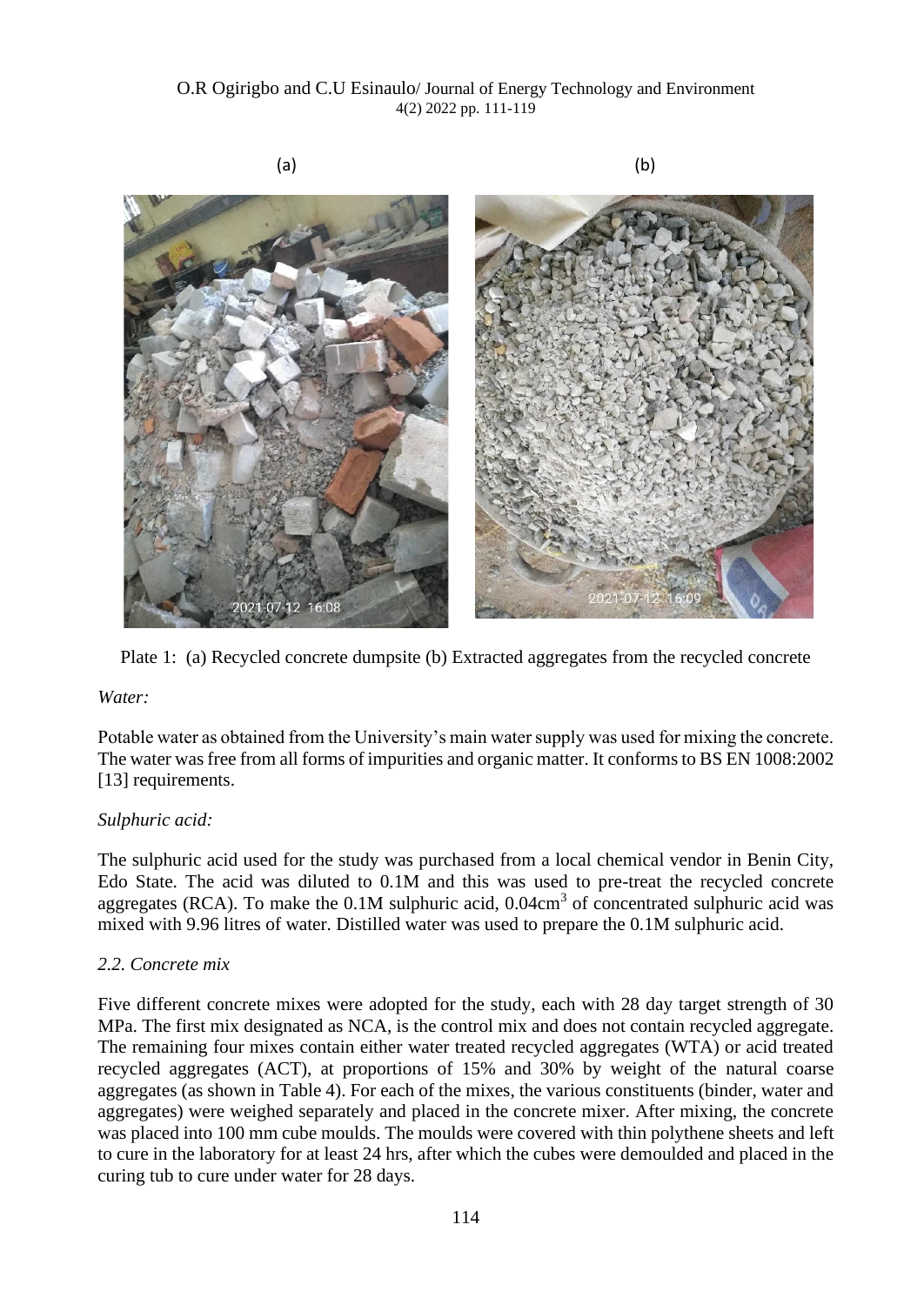(a) (b)

Plate 1: (a) Recycled concrete dumpsite (b) Extracted aggregates from the recycled concrete

*Water:*

Potable water as obtained from the University's main water supply was used for mixing the concrete. The water was free from all forms of impurities and organic matter. It conforms to BS EN 1008:2002 [13] requirements.

*Sulphuric acid:*

The sulphuric acid used for the study was purchased from a local chemical vendor in Benin City, Edo State. The acid was diluted to 0.1M and this was used to pre-treat the recycled concrete aggregates (RCA). To make the 0.1M sulphuric acid, 0.04cm$^3$ of concentrated sulphuric acid was mixed with 9.96 litres of water. Distilled water was used to prepare the 0.1M sulphuric acid.

### *2.2. Concrete mix*

Five different concrete mixes were adopted for the study, each with 28 day target strength of 30 MPa. The first mix designated as NCA, is the control mix and does not contain recycled aggregate. The remaining four mixes contain either water treated recycled aggregates (WTA) or acid treated recycled aggregates (ACT), at proportions of 15% and 30% by weight of the natural coarse aggregates (as shown in Table 4). For each of the mixes, the various constituents (binder, water and aggregates) were weighed separately and placed in the concrete mixer. After mixing, the concrete was placed into 100 mm cube moulds. The moulds were covered with thin polythene sheets and left to cure in the laboratory for at least 24 hrs, after which the cubes were demoulded and placed in the curing tub to cure under water for 28 days.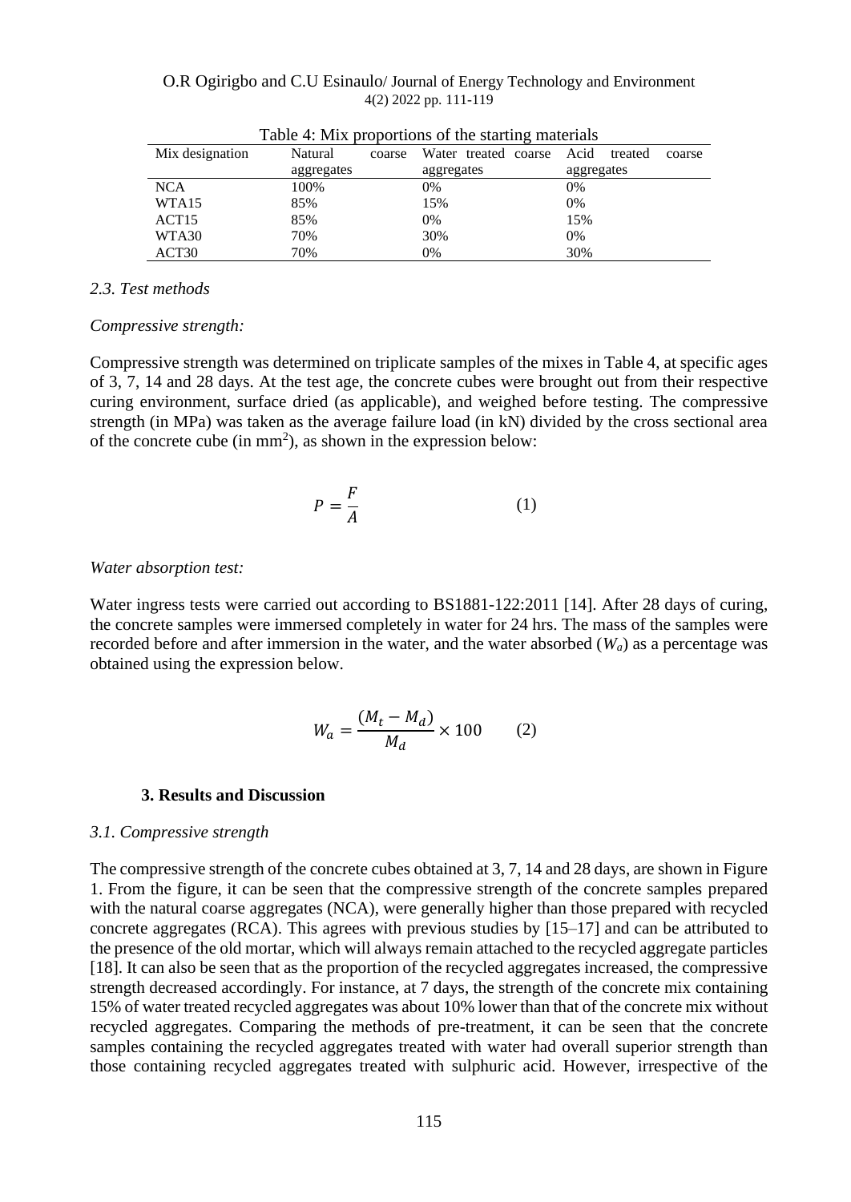Table 4: Mix proportions of the starting materials

| Mix designation | Natural coarse aggregates | Water treated coarse aggregates | Acid treated coarse aggregates |
|---|---|---|---|
| NCA | 100% | 0% | 0% |
| WTA15 | 85% | 15% | 0% |
| ACT15 | 85% | 0% | 15% |
| WTA30 | 70% | 30% | 0% |
| ACT30 | 70% | 0% | 30% |

### *2.3. Test methods*

*Compressive strength:*

Compressive strength was determined on triplicate samples of the mixes in Table 4, at specific ages of 3, 7, 14 and 28 days. At the test age, the concrete cubes were brought out from their respective curing environment, surface dried (as applicable), and weighed before testing. The compressive strength (in MPa) was taken as the average failure load (in kN) divided by the cross sectional area of the concrete cube (in mm$^2$), as shown in the expression below:

$$P = \frac{F}{A} \qquad (1)$$

*Water absorption test:*

Water ingress tests were carried out according to BS1881-122:2011 [14]. After 28 days of curing, the concrete samples were immersed completely in water for 24 hrs. The mass of the samples were recorded before and after immersion in the water, and the water absorbed ($W_a$) as a percentage was obtained using the expression below.

$$W_a = \frac{(M_t - M_d)}{M_d} \times 100 \qquad (2)$$

## 3. Results and Discussion

### *3.1. Compressive strength*

The compressive strength of the concrete cubes obtained at 3, 7, 14 and 28 days, are shown in Figure 1. From the figure, it can be seen that the compressive strength of the concrete samples prepared with the natural coarse aggregates (NCA), were generally higher than those prepared with recycled concrete aggregates (RCA). This agrees with previous studies by [15–17] and can be attributed to the presence of the old mortar, which will always remain attached to the recycled aggregate particles [18]. It can also be seen that as the proportion of the recycled aggregates increased, the compressive strength decreased accordingly. For instance, at 7 days, the strength of the concrete mix containing 15% of water treated recycled aggregates was about 10% lower than that of the concrete mix without recycled aggregates. Comparing the methods of pre-treatment, it can be seen that the concrete samples containing the recycled aggregates treated with water had overall superior strength than those containing recycled aggregates treated with sulphuric acid. However, irrespective of the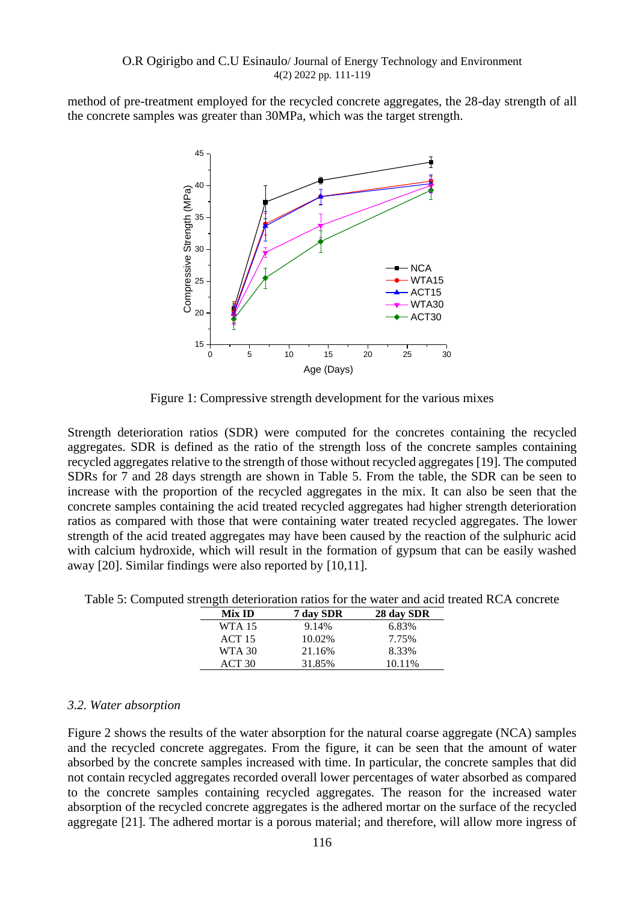method of pre-treatment employed for the recycled concrete aggregates, the 28-day strength of all the concrete samples was greater than 30MPa, which was the target strength.

Figure 1: Compressive strength development for the various mixes

Strength deterioration ratios (SDR) were computed for the concretes containing the recycled aggregates. SDR is defined as the ratio of the strength loss of the concrete samples containing recycled aggregates relative to the strength of those without recycled aggregates [19]. The computed SDRs for 7 and 28 days strength are shown in Table 5. From the table, the SDR can be seen to increase with the proportion of the recycled aggregates in the mix. It can also be seen that the concrete samples containing the acid treated recycled aggregates had higher strength deterioration ratios as compared with those that were containing water treated recycled aggregates. The lower strength of the acid treated aggregates may have been caused by the reaction of the sulphuric acid with calcium hydroxide, which will result in the formation of gypsum that can be easily washed away [20]. Similar findings were also reported by [10,11].

Table 5: Computed strength deterioration ratios for the water and acid treated RCA concrete

| Mix ID | 7 day SDR | 28 day SDR |
|---|---|---|
| WTA 15 | 9.14% | 6.83% |
| ACT 15 | 10.02% | 7.75% |
| WTA 30 | 21.16% | 8.33% |
| ACT 30 | 31.85% | 10.11% |

### *3.2. Water absorption*

Figure 2 shows the results of the water absorption for the natural coarse aggregate (NCA) samples and the recycled concrete aggregates. From the figure, it can be seen that the amount of water absorbed by the concrete samples increased with time. In particular, the concrete samples that did not contain recycled aggregates recorded overall lower percentages of water absorbed as compared to the concrete samples containing recycled aggregates. The reason for the increased water absorption of the recycled concrete aggregates is the adhered mortar on the surface of the recycled aggregate [21]. The adhered mortar is a porous material; and therefore, will allow more ingress of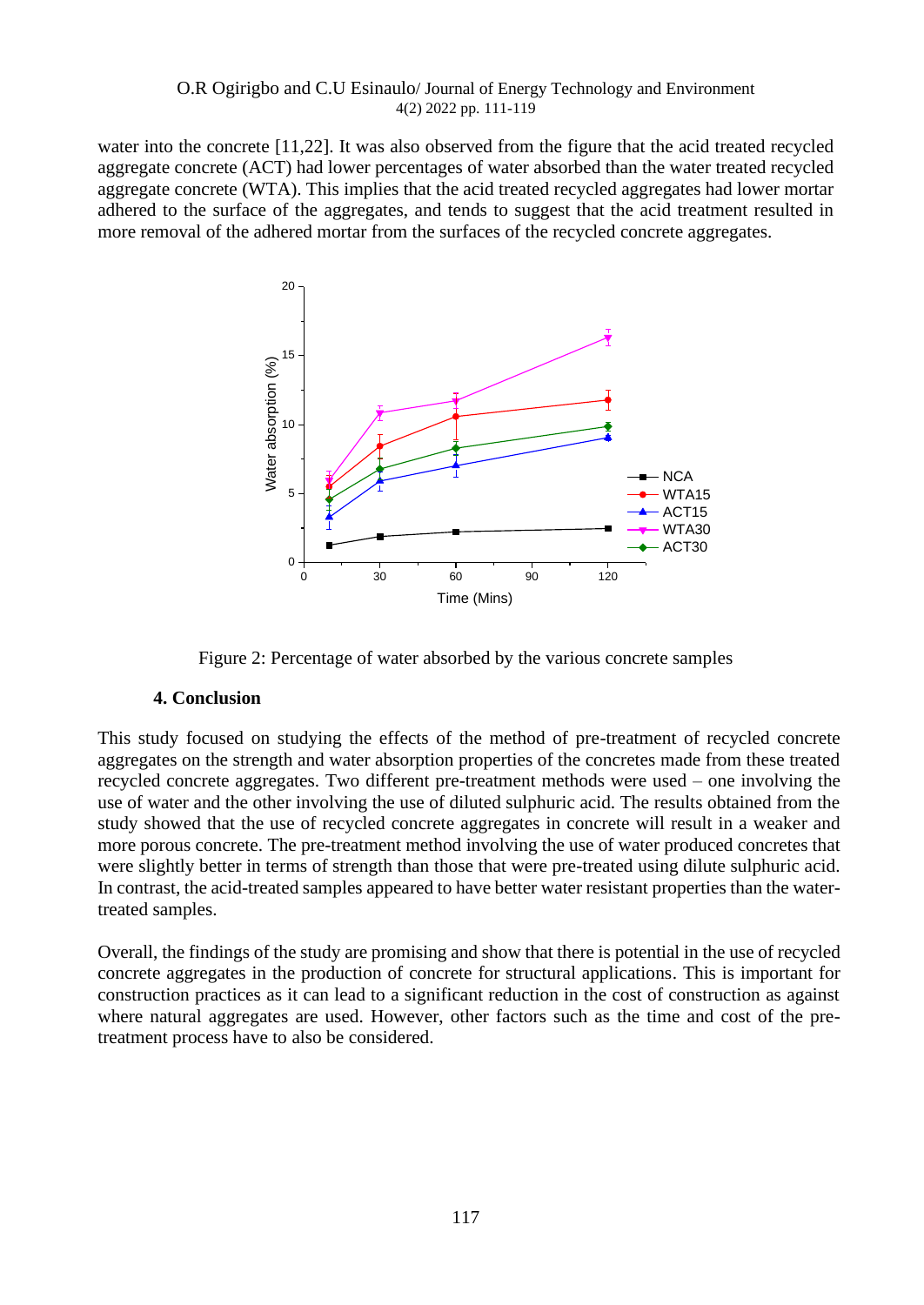water into the concrete [11,22]. It was also observed from the figure that the acid treated recycled aggregate concrete (ACT) had lower percentages of water absorbed than the water treated recycled aggregate concrete (WTA). This implies that the acid treated recycled aggregates had lower mortar adhered to the surface of the aggregates, and tends to suggest that the acid treatment resulted in more removal of the adhered mortar from the surfaces of the recycled concrete aggregates.

Figure 2: Percentage of water absorbed by the various concrete samples

## 4. Conclusion

This study focused on studying the effects of the method of pre-treatment of recycled concrete aggregates on the strength and water absorption properties of the concretes made from these treated recycled concrete aggregates. Two different pre-treatment methods were used – one involving the use of water and the other involving the use of diluted sulphuric acid. The results obtained from the study showed that the use of recycled concrete aggregates in concrete will result in a weaker and more porous concrete. The pre-treatment method involving the use of water produced concretes that were slightly better in terms of strength than those that were pre-treated using dilute sulphuric acid. In contrast, the acid-treated samples appeared to have better water resistant properties than the water-treated samples.

Overall, the findings of the study are promising and show that there is potential in the use of recycled concrete aggregates in the production of concrete for structural applications. This is important for construction practices as it can lead to a significant reduction in the cost of construction as against where natural aggregates are used. However, other factors such as the time and cost of the pre-treatment process have to also be considered.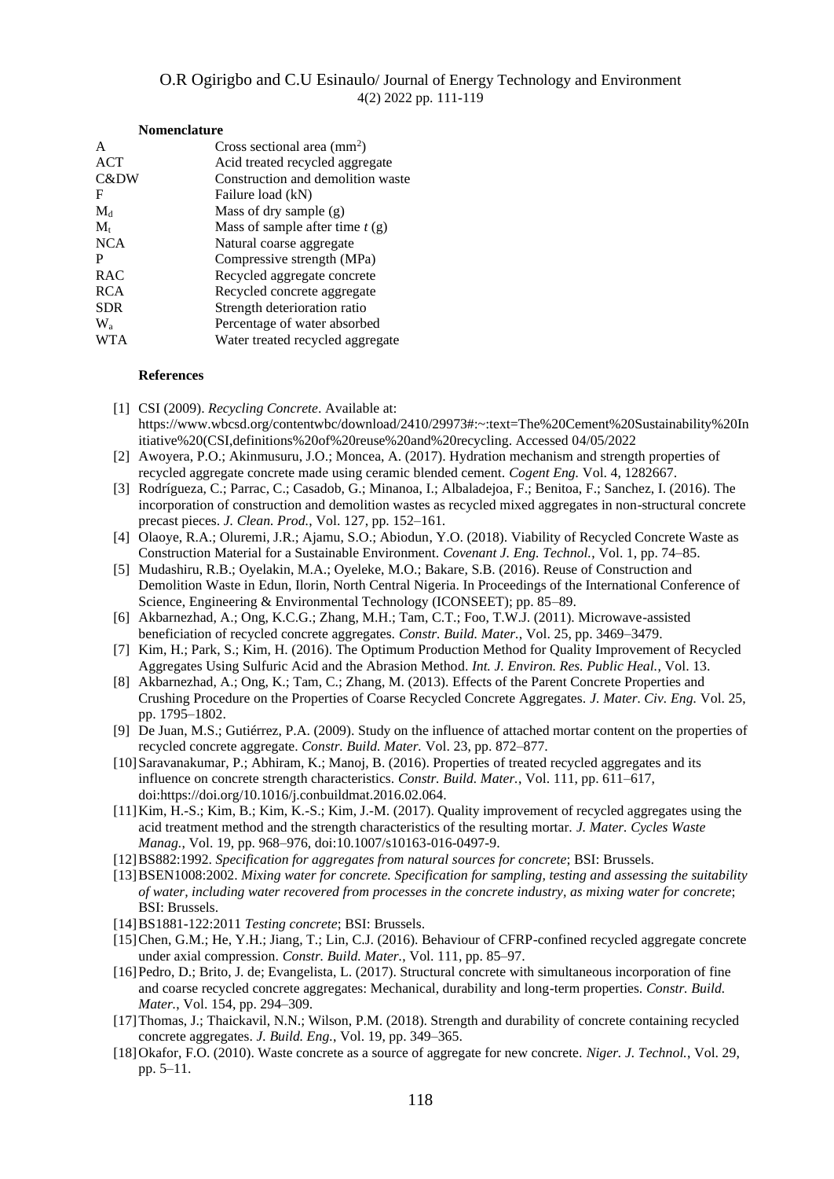### Nomenclature

| | |
|---|---|
| A | Cross sectional area ($mm^2$) |
| ACT | Acid treated recycled aggregate |
| C&DW | Construction and demolition waste |
| F | Failure load (kN) |
| $M_d$ | Mass of dry sample (g) |
| $M_t$ | Mass of sample after time *t* (g) |
| NCA | Natural coarse aggregate |
| P | Compressive strength (MPa) |
| RAC | Recycled aggregate concrete |
| RCA | Recycled concrete aggregate |
| SDR | Strength deterioration ratio |
| $W_a$ | Percentage of water absorbed |
| WTA | Water treated recycled aggregate |

### References

[1] CSI (2009). *Recycling Concrete*. Available at: https://www.wbcsd.org/contentwbc/download/2410/29973#:~:text=The%20Cement%20Sustainability%20Initiative%20(CSI,definitions%20of%20reuse%20and%20recycling. Accessed 04/05/2022

[2] Awoyera, P.O.; Akinmusuru, J.O.; Moncea, A. (2017). Hydration mechanism and strength properties of recycled aggregate concrete made using ceramic blended cement. *Cogent Eng.* Vol. 4, 1282667.

[3] Rodrígueza, C.; Parrac, C.; Casadob, G.; Minanoa, I.; Albaladejoa, F.; Benitoa, F.; Sanchez, I. (2016). The incorporation of construction and demolition wastes as recycled mixed aggregates in non-structural concrete precast pieces. *J. Clean. Prod.*, Vol. 127, pp. 152–161.

[4] Olaoye, R.A.; Oluremi, J.R.; Ajamu, S.O.; Abiodun, Y.O. (2018). Viability of Recycled Concrete Waste as Construction Material for a Sustainable Environment. *Covenant J. Eng. Technol.*, Vol. 1, pp. 74–85.

[5] Mudashiru, R.B.; Oyelakin, M.A.; Oyeleke, M.O.; Bakare, S.B. (2016). Reuse of Construction and Demolition Waste in Edun, Ilorin, North Central Nigeria. In Proceedings of the International Conference of Science, Engineering & Environmental Technology (ICONSEET); pp. 85–89.

[6] Akbarnezhad, A.; Ong, K.C.G.; Zhang, M.H.; Tam, C.T.; Foo, T.W.J. (2011). Microwave-assisted beneficiation of recycled concrete aggregates. *Constr. Build. Mater.*, Vol. 25, pp. 3469–3479.

[7] Kim, H.; Park, S.; Kim, H. (2016). The Optimum Production Method for Quality Improvement of Recycled Aggregates Using Sulfuric Acid and the Abrasion Method. *Int. J. Environ. Res. Public Heal.*, Vol. 13.

[8] Akbarnezhad, A.; Ong, K.; Tam, C.; Zhang, M. (2013). Effects of the Parent Concrete Properties and Crushing Procedure on the Properties of Coarse Recycled Concrete Aggregates. *J. Mater. Civ. Eng.* Vol. 25, pp. 1795–1802.

[9] De Juan, M.S.; Gutiérrez, P.A. (2009). Study on the influence of attached mortar content on the properties of recycled concrete aggregate. *Constr. Build. Mater.* Vol. 23, pp. 872–877.

[10] Saravanakumar, P.; Abhiram, K.; Manoj, B. (2016). Properties of treated recycled aggregates and its influence on concrete strength characteristics. *Constr. Build. Mater.*, Vol. 111, pp. 611–617, doi:https://doi.org/10.1016/j.conbuildmat.2016.02.064.

[11] Kim, H.-S.; Kim, B.; Kim, K.-S.; Kim, J.-M. (2017). Quality improvement of recycled aggregates using the acid treatment method and the strength characteristics of the resulting mortar. *J. Mater. Cycles Waste Manag.*, Vol. 19, pp. 968–976, doi:10.1007/s10163-016-0497-9.

[12] BS882:1992. *Specification for aggregates from natural sources for concrete*; BSI: Brussels.

[13] BSEN1008:2002. *Mixing water for concrete. Specification for sampling, testing and assessing the suitability of water, including water recovered from processes in the concrete industry, as mixing water for concrete*; BSI: Brussels.

[14] BS1881-122:2011 *Testing concrete*; BSI: Brussels.

[15] Chen, G.M.; He, Y.H.; Jiang, T.; Lin, C.J. (2016). Behaviour of CFRP-confined recycled aggregate concrete under axial compression. *Constr. Build. Mater.*, Vol. 111, pp. 85–97.

[16] Pedro, D.; Brito, J. de; Evangelista, L. (2017). Structural concrete with simultaneous incorporation of fine and coarse recycled concrete aggregates: Mechanical, durability and long-term properties. *Constr. Build. Mater.*, Vol. 154, pp. 294–309.

[17] Thomas, J.; Thaickavil, N.N.; Wilson, P.M. (2018). Strength and durability of concrete containing recycled concrete aggregates. *J. Build. Eng.*, Vol. 19, pp. 349–365.

[18] Okafor, F.O. (2010). Waste concrete as a source of aggregate for new concrete. *Niger. J. Technol.*, Vol. 29, pp. 5–11.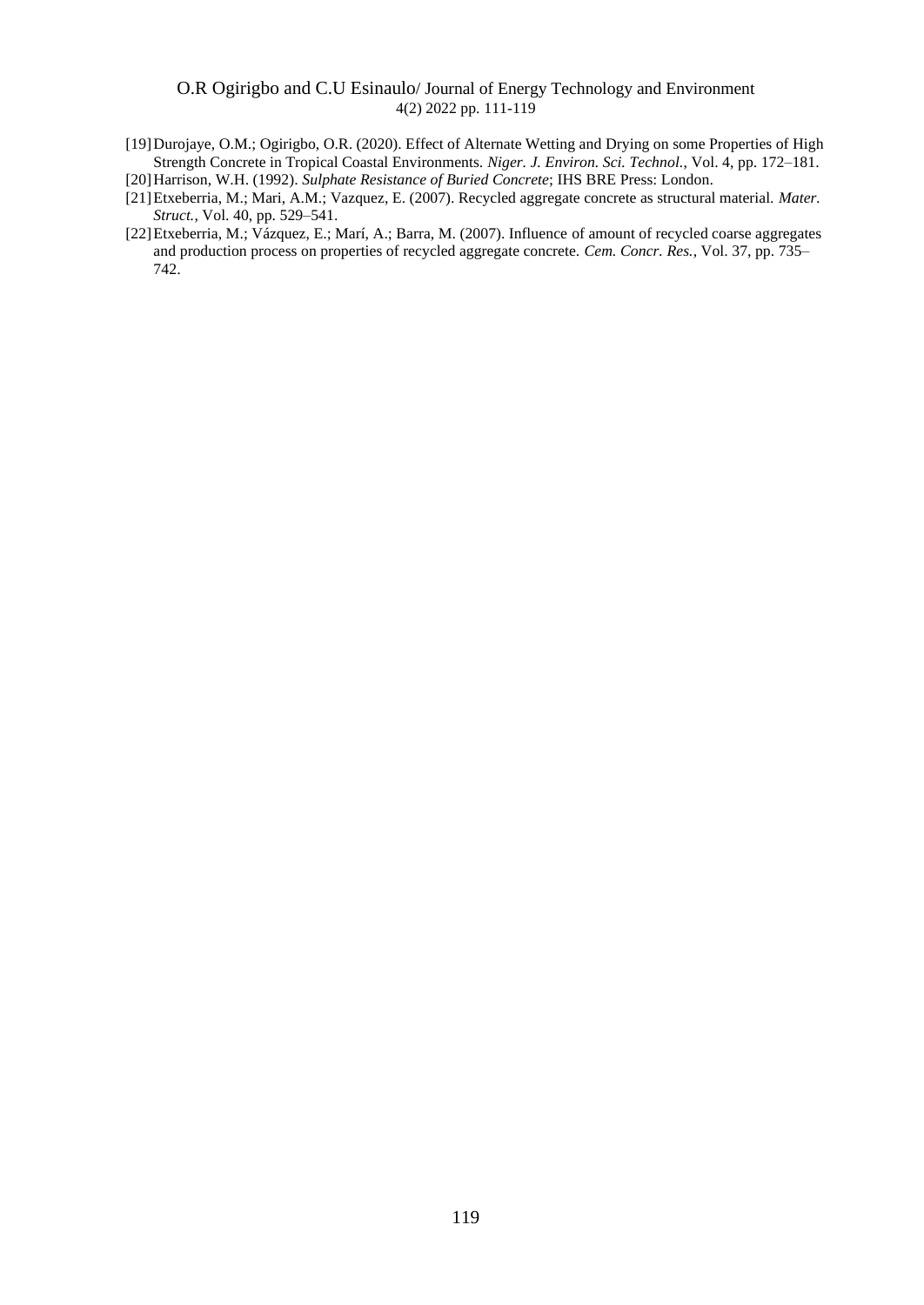[19] Durojaye, O.M.; Ogirigbo, O.R. (2020). Effect of Alternate Wetting and Drying on some Properties of High Strength Concrete in Tropical Coastal Environments. *Niger. J. Environ. Sci. Technol.*, Vol. 4, pp. 172–181.

[20] Harrison, W.H. (1992). *Sulphate Resistance of Buried Concrete*; IHS BRE Press: London.

[21] Etxeberria, M.; Mari, A.M.; Vazquez, E. (2007). Recycled aggregate concrete as structural material. *Mater. Struct.*, Vol. 40, pp. 529–541.

[22] Etxeberria, M.; Vázquez, E.; Marí, A.; Barra, M. (2007). Influence of amount of recycled coarse aggregates and production process on properties of recycled aggregate concrete. *Cem. Concr. Res.*, Vol. 37, pp. 735–742.